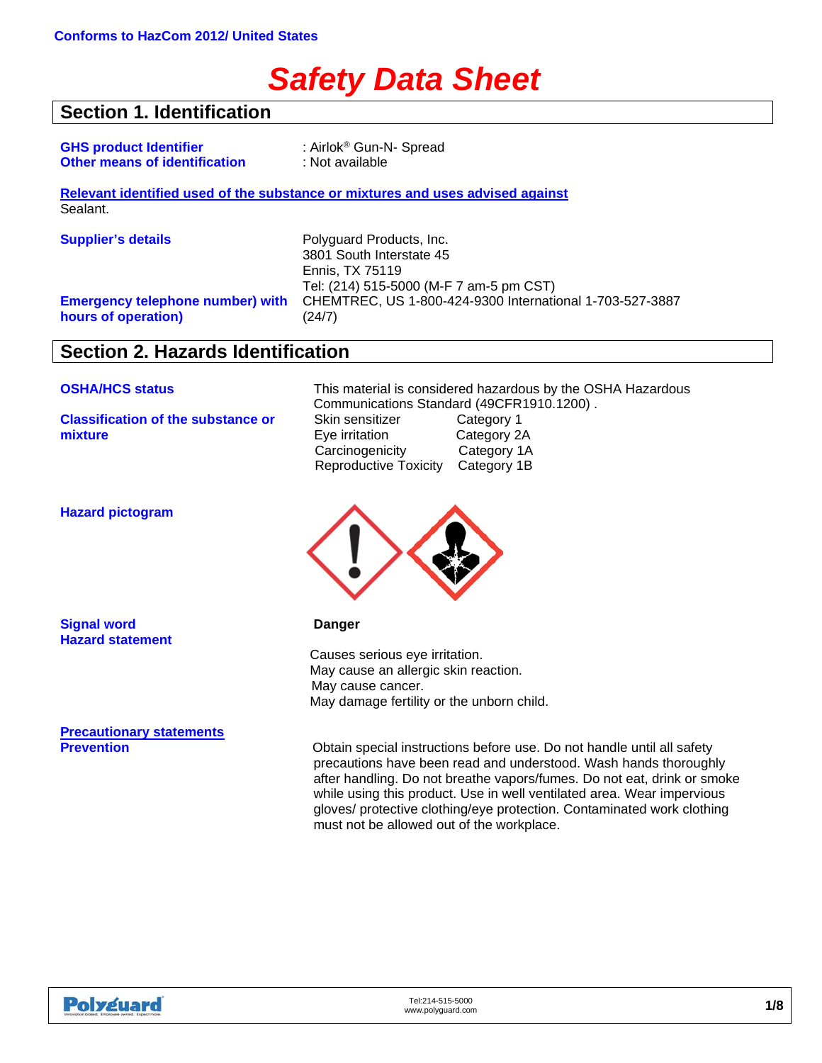**Conforms to HazCom 2012/ United States**

# *Safety Data Sheet*

## Section 1. Identification

| | |
|---|---|
| **GHS product Identifier** | : Airlok® Gun-N- Spread |
| **Other means of identification** | : Not available |

**Relevant identified used of the substance or mixtures and uses advised against**

Sealant.

| | |
|---|---|
| **Supplier's details** | Polyguard Products, Inc.<br>3801 South Interstate 45<br>Ennis, TX 75119<br>Tel: (214) 515-5000 (M-F 7 am-5 pm CST) |
| **Emergency telephone number) with hours of operation)** | CHEMTREC, US 1-800-424-9300 International 1-703-527-3887 (24/7) |

## Section 2. Hazards Identification

**OSHA/HCS status**

This material is considered hazardous by the OSHA Hazardous Communications Standard (49CFR1910.1200) .

**Classification of the substance or mixture**

| | |
|---|---|
| Skin sensitizer | Category 1 |
| Eye irritation | Category 2A |
| Carcinogenicity | Category 1A |
| Reproductive Toxicity | Category 1B |

**Hazard pictogram**

**Signal word**

**Danger**

**Hazard statement**

Causes serious eye irritation.
May cause an allergic skin reaction.
May cause cancer.
May damage fertility or the unborn child.

**Precautionary statements**

**Prevention**

Obtain special instructions before use. Do not handle until all safety precautions have been read and understood. Wash hands thoroughly after handling. Do not breathe vapors/fumes. Do not eat, drink or smoke while using this product. Use in well ventilated area. Wear impervious gloves/ protective clothing/eye protection. Contaminated work clothing must not be allowed out of the workplace.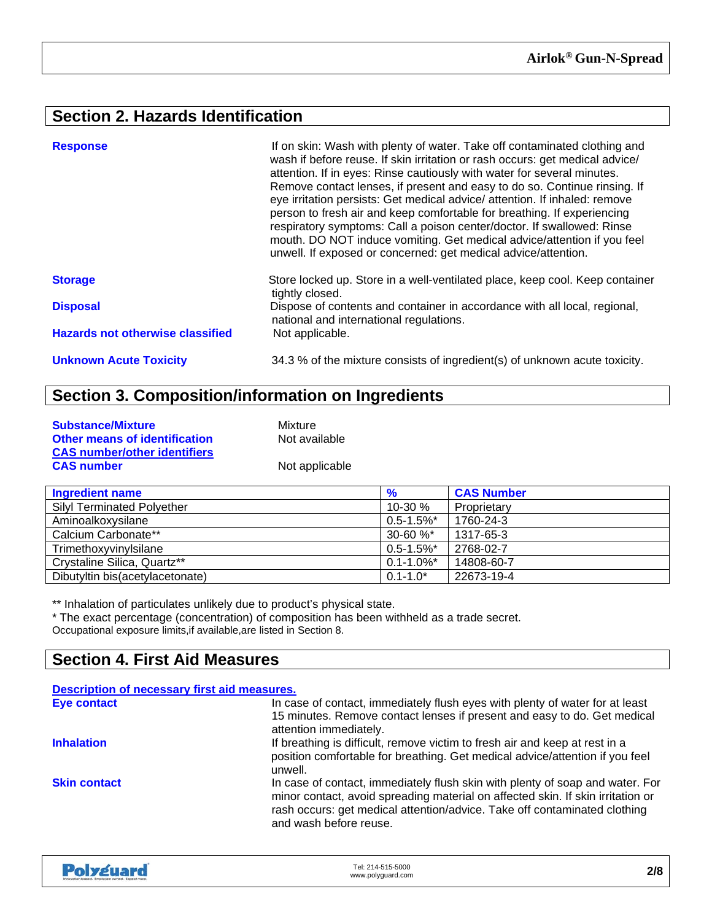## Section 2. Hazards Identification

**Response**

If on skin: Wash with plenty of water. Take off contaminated clothing and wash if before reuse. If skin irritation or rash occurs: get medical advice/ attention. If in eyes: Rinse cautiously with water for several minutes. Remove contact lenses, if present and easy to do so. Continue rinsing. If eye irritation persists: Get medical advice/ attention. If inhaled: remove person to fresh air and keep comfortable for breathing. If experiencing respiratory symptoms: Call a poison center/doctor. If swallowed: Rinse mouth. DO NOT induce vomiting. Get medical advice/attention if you feel unwell. If exposed or concerned: get medical advice/attention.

**Storage**

Store locked up. Store in a well-ventilated place, keep cool. Keep container tightly closed.

**Disposal**

Dispose of contents and container in accordance with all local, regional, national and international regulations.

**Hazards not otherwise classified**

Not applicable.

**Unknown Acute Toxicity**

34.3 % of the mixture consists of ingredient(s) of unknown acute toxicity.

## Section 3. Composition/information on Ingredients

**Substance/Mixture** Mixture

**Other means of identification** Not available

**CAS number/other identifiers**

**CAS number** Not applicable

| Ingredient name | % | CAS Number |
|---|---|---|
| Silyl Terminated Polyether | 10-30 % | Proprietary |
| Aminoalkoxysilane | 0.5-1.5%* | 1760-24-3 |
| Calcium Carbonate** | 30-60 %* | 1317-65-3 |
| Trimethoxyvinylsilane | 0.5-1.5%* | 2768-02-7 |
| Crystaline Silica, Quartz** | 0.1-1.0%* | 14808-60-7 |
| Dibutyltin bis(acetylacetonate) | 0.1-1.0* | 22673-19-4 |

** Inhalation of particulates unlikely due to product's physical state.

* The exact percentage (concentration) of composition has been withheld as a trade secret.

Occupational exposure limits,if available,are listed in Section 8.

## Section 4. First Aid Measures

**Description of necessary first aid measures.**

**Eye contact**

In case of contact, immediately flush eyes with plenty of water for at least 15 minutes. Remove contact lenses if present and easy to do. Get medical attention immediately.

**Inhalation**

If breathing is difficult, remove victim to fresh air and keep at rest in a position comfortable for breathing. Get medical advice/attention if you feel unwell.

**Skin contact**

In case of contact, immediately flush skin with plenty of soap and water. For minor contact, avoid spreading material on affected skin. If skin irritation or rash occurs: get medical attention/advice. Take off contaminated clothing and wash before reuse.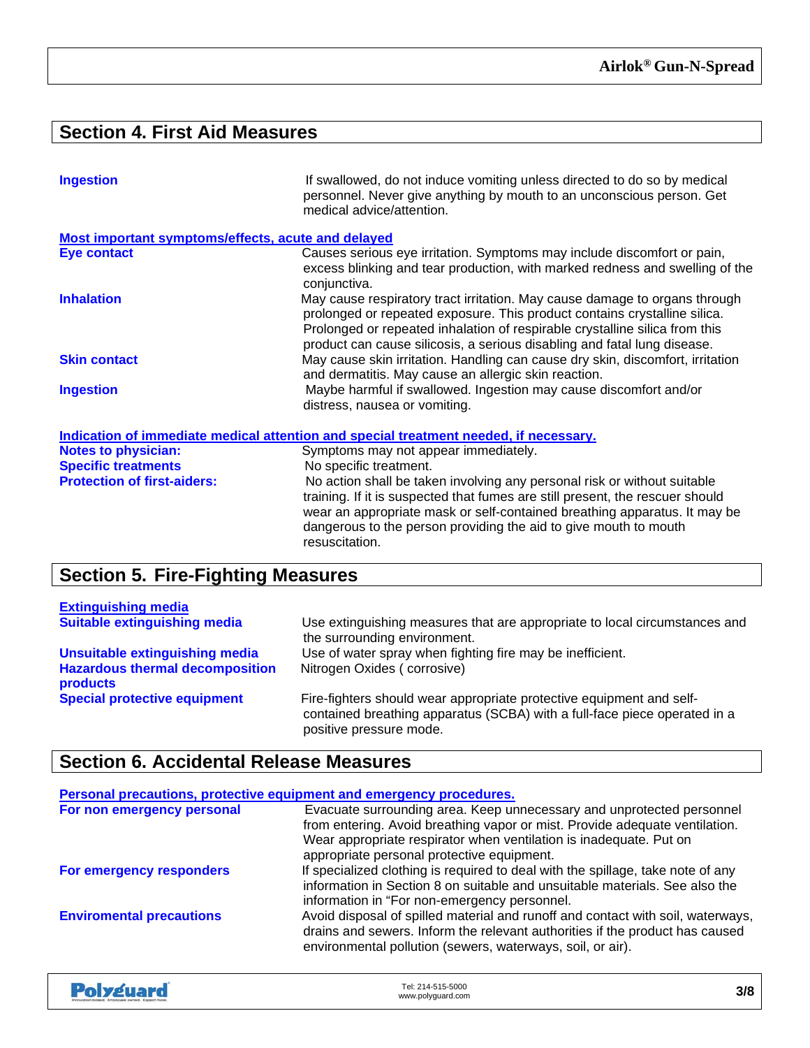## Section 4. First Aid Measures

**Ingestion** If swallowed, do not induce vomiting unless directed to do so by medical personnel. Never give anything by mouth to an unconscious person. Get medical advice/attention.

**Most important symptoms/effects, acute and delayed**

**Eye contact** Causes serious eye irritation. Symptoms may include discomfort or pain, excess blinking and tear production, with marked redness and swelling of the conjunctiva.

**Inhalation** May cause respiratory tract irritation. May cause damage to organs through prolonged or repeated exposure. This product contains crystalline silica. Prolonged or repeated inhalation of respirable crystalline silica from this product can cause silicosis, a serious disabling and fatal lung disease.

**Skin contact** May cause skin irritation. Handling can cause dry skin, discomfort, irritation and dermatitis. May cause an allergic skin reaction.

**Ingestion** Maybe harmful if swallowed. Ingestion may cause discomfort and/or distress, nausea or vomiting.

**Indication of immediate medical attention and special treatment needed, if necessary.**

**Notes to physician:** Symptoms may not appear immediately.

**Specific treatments** No specific treatment.

**Protection of first-aiders:** No action shall be taken involving any personal risk or without suitable training. If it is suspected that fumes are still present, the rescuer should wear an appropriate mask or self-contained breathing apparatus. It may be dangerous to the person providing the aid to give mouth to mouth resuscitation.

## Section 5. Fire-Fighting Measures

**Extinguishing media**

**Suitable extinguishing media** Use extinguishing measures that are appropriate to local circumstances and the surrounding environment.

**Unsuitable extinguishing media** Use of water spray when fighting fire may be inefficient.

**Hazardous thermal decomposition products** Nitrogen Oxides ( corrosive)

**Special protective equipment** Fire-fighters should wear appropriate protective equipment and self-contained breathing apparatus (SCBA) with a full-face piece operated in a positive pressure mode.

## Section 6. Accidental Release Measures

**Personal precautions, protective equipment and emergency procedures.**

**For non emergency personal** Evacuate surrounding area. Keep unnecessary and unprotected personnel from entering. Avoid breathing vapor or mist. Provide adequate ventilation. Wear appropriate respirator when ventilation is inadequate. Put on appropriate personal protective equipment.

**For emergency responders** If specialized clothing is required to deal with the spillage, take note of any information in Section 8 on suitable and unsuitable materials. See also the information in "For non-emergency personnel.

**Enviromental precautions** Avoid disposal of spilled material and runoff and contact with soil, waterways, drains and sewers. Inform the relevant authorities if the product has caused environmental pollution (sewers, waterways, soil, or air).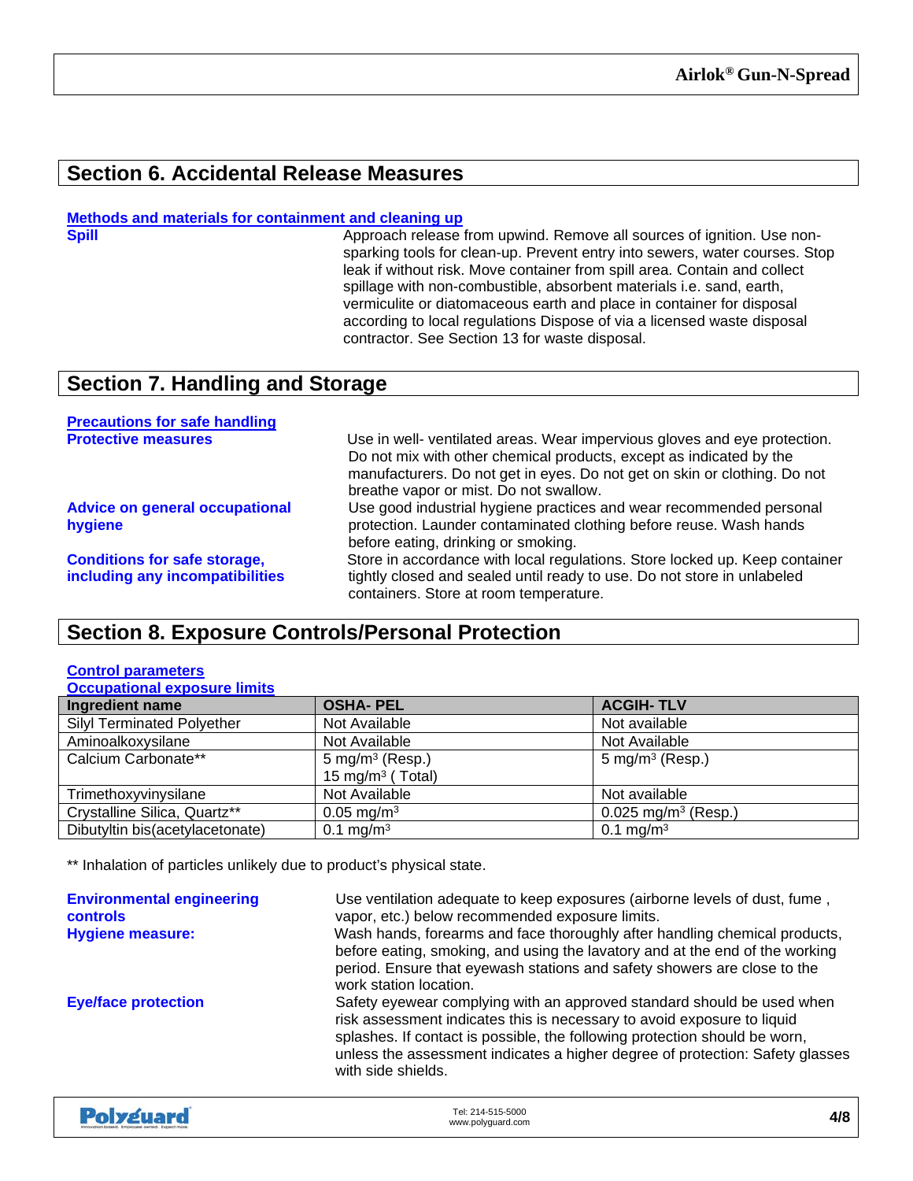## Section 6. Accidental Release Measures

**Methods and materials for containment and cleaning up**

**Spill**

Approach release from upwind. Remove all sources of ignition. Use non-sparking tools for clean-up. Prevent entry into sewers, water courses. Stop leak if without risk. Move container from spill area. Contain and collect spillage with non-combustible, absorbent materials i.e. sand, earth, vermiculite or diatomaceous earth and place in container for disposal according to local regulations Dispose of via a licensed waste disposal contractor. See Section 13 for waste disposal.

## Section 7. Handling and Storage

**Precautions for safe handling**

**Protective measures**

Use in well- ventilated areas. Wear impervious gloves and eye protection. Do not mix with other chemical products, except as indicated by the manufacturers. Do not get in eyes. Do not get on skin or clothing. Do not breathe vapor or mist. Do not swallow.

**Advice on general occupational hygiene**

Use good industrial hygiene practices and wear recommended personal protection. Launder contaminated clothing before reuse. Wash hands before eating, drinking or smoking.

**Conditions for safe storage, including any incompatibilities**

Store in accordance with local regulations. Store locked up. Keep container tightly closed and sealed until ready to use. Do not store in unlabeled containers. Store at room temperature.

## Section 8. Exposure Controls/Personal Protection

**Control parameters**

**Occupational exposure limits**

| Ingredient name | OSHA- PEL | ACGIH- TLV |
|---|---|---|
| Silyl Terminated Polyether | Not Available | Not available |
| Aminoalkoxysilane | Not Available | Not Available |
| Calcium Carbonate** | 5 $mg/m^3$ (Resp.)<br>15 $mg/m^3$ ( Total) | 5 $mg/m^3$ (Resp.) |
| Trimethoxyvinysilane | Not Available | Not available |
| Crystalline Silica, Quartz** | 0.05 $mg/m^3$ | 0.025 $mg/m^3$ (Resp.) |
| Dibutyltin bis(acetylacetonate) | 0.1 $mg/m^3$ | 0.1 $mg/m^3$ |

** Inhalation of particles unlikely due to product's physical state.

**Environmental engineering controls**

Use ventilation adequate to keep exposures (airborne levels of dust, fume , vapor, etc.) below recommended exposure limits.

**Hygiene measure:**

Wash hands, forearms and face thoroughly after handling chemical products, before eating, smoking, and using the lavatory and at the end of the working period. Ensure that eyewash stations and safety showers are close to the work station location.

**Eye/face protection**

Safety eyewear complying with an approved standard should be used when risk assessment indicates this is necessary to avoid exposure to liquid splashes. If contact is possible, the following protection should be worn, unless the assessment indicates a higher degree of protection: Safety glasses with side shields.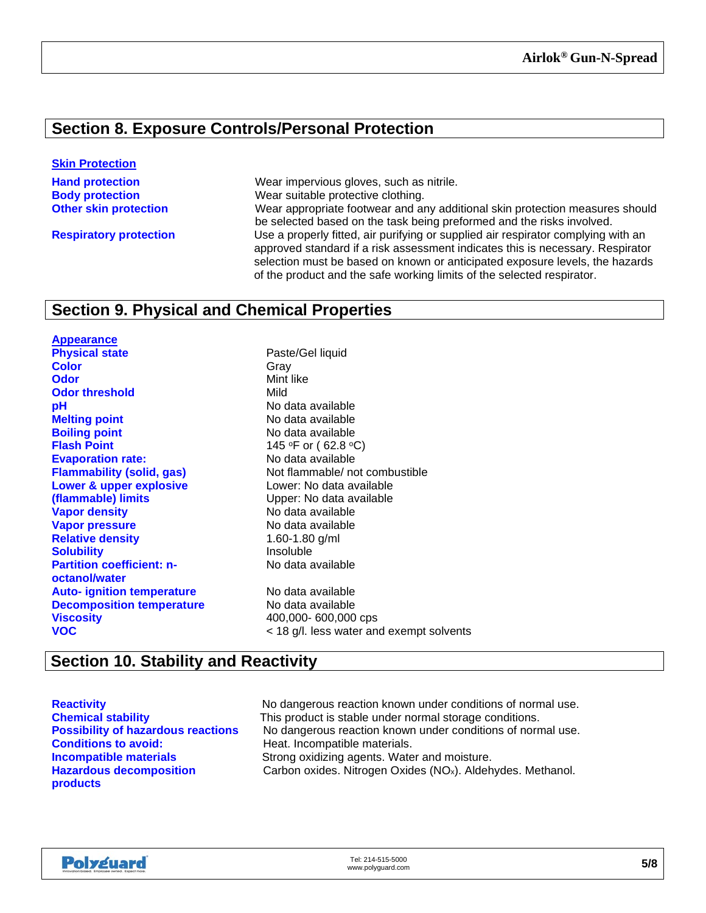## Section 8. Exposure Controls/Personal Protection

**Skin Protection**

| | |
|---|---|
| **Hand protection** | Wear impervious gloves, such as nitrile. |
| **Body protection** | Wear suitable protective clothing. |
| **Other skin protection** | Wear appropriate footwear and any additional skin protection measures should be selected based on the task being preformed and the risks involved. |
| **Respiratory protection** | Use a properly fitted, air purifying or supplied air respirator complying with an approved standard if a risk assessment indicates this is necessary. Respirator selection must be based on known or anticipated exposure levels, the hazards of the product and the safe working limits of the selected respirator. |

## Section 9. Physical and Chemical Properties

**Appearance**

| | |
|---|---|
| **Physical state** | Paste/Gel liquid |
| **Color** | Gray |
| **Odor** | Mint like |
| **Odor threshold** | Mild |
| **pH** | No data available |
| **Melting point** | No data available |
| **Boiling point** | No data available |
| **Flash Point** | 145 °F or ( 62.8 °C) |
| **Evaporation rate:** | No data available |
| **Flammability (solid, gas)** | Not flammable/ not combustible |
| **Lower & upper explosive (flammable) limits** | Lower: No data available<br>Upper: No data available |
| **Vapor density** | No data available |
| **Vapor pressure** | No data available |
| **Relative density** | 1.60-1.80 g/ml |
| **Solubility** | Insoluble |
| **Partition coefficient: n-octanol/water** | No data available |
| **Auto- ignition temperature** | No data available |
| **Decomposition temperature** | No data available |
| **Viscosity** | 400,000- 600,000 cps |
| **VOC** | < 18 g/l. less water and exempt solvents |

## Section 10. Stability and Reactivity

| | |
|---|---|
| **Reactivity** | No dangerous reaction known under conditions of normal use. |
| **Chemical stability** | This product is stable under normal storage conditions. |
| **Possibility of hazardous reactions** | No dangerous reaction known under conditions of normal use. |
| **Conditions to avoid:** | Heat. Incompatible materials. |
| **Incompatible materials** | Strong oxidizing agents. Water and moisture. |
| **Hazardous decomposition products** | Carbon oxides. Nitrogen Oxides ($NO_x$). Aldehydes. Methanol. |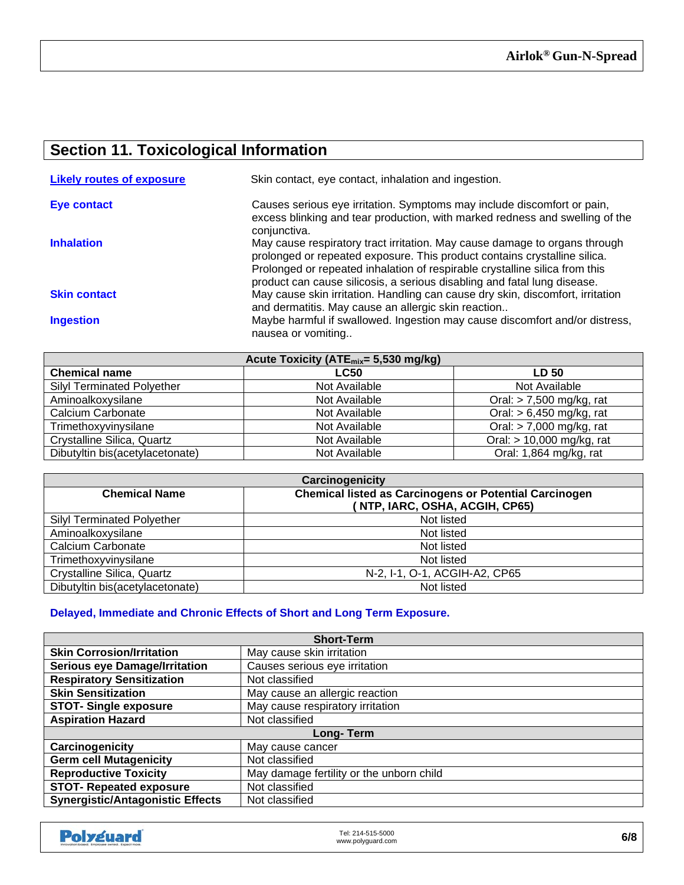## Section 11. Toxicological Information

**Likely routes of exposure** Skin contact, eye contact, inhalation and ingestion.

**Eye contact** Causes serious eye irritation. Symptoms may include discomfort or pain, excess blinking and tear production, with marked redness and swelling of the conjunctiva.

**Inhalation** May cause respiratory tract irritation. May cause damage to organs through prolonged or repeated exposure. This product contains crystalline silica. Prolonged or repeated inhalation of respirable crystalline silica from this product can cause silicosis, a serious disabling and fatal lung disease.

**Skin contact** May cause skin irritation. Handling can cause dry skin, discomfort, irritation and dermatitis. May cause an allergic skin reaction..

**Ingestion** Maybe harmful if swallowed. Ingestion may cause discomfort and/or distress, nausea or vomiting..

| Acute Toxicity ($ATE_{mix}$= 5,530 mg/kg) | | |
|---|---|---|
| **Chemical name** | **LC50** | **LD 50** |
| Silyl Terminated Polyether | Not Available | Not Available |
| Aminoalkoxysilane | Not Available | Oral: > 7,500 mg/kg, rat |
| Calcium Carbonate | Not Available | Oral: > 6,450 mg/kg, rat |
| Trimethoxyvinylsilane | Not Available | Oral: > 7,000 mg/kg, rat |
| Crystalline Silica, Quartz | Not Available | Oral: > 10,000 mg/kg, rat |
| Dibutyltin bis(acetylacetonate) | Not Available | Oral: 1,864 mg/kg, rat |

| Carcinogenicity | |
|---|---|
| **Chemical Name** | **Chemical listed as Carcinogens or Potential Carcinogen ( NTP, IARC, OSHA, ACGIH, CP65)** |
| Silyl Terminated Polyether | Not listed |
| Aminoalkoxysilane | Not listed |
| Calcium Carbonate | Not listed |
| Trimethoxyvinylsilane | Not listed |
| Crystalline Silica, Quartz | N-2, I-1, O-1, ACGIH-A2, CP65 |
| Dibutyltin bis(acetylacetonate) | Not listed |

**Delayed, Immediate and Chronic Effects of Short and Long Term Exposure.**

| Short-Term | |
|---|---|
| **Skin Corrosion/Irritation** | May cause skin irritation |
| **Serious eye Damage/Irritation** | Causes serious eye irritation |
| **Respiratory Sensitization** | Not classified |
| **Skin Sensitization** | May cause an allergic reaction |
| **STOT- Single exposure** | May cause respiratory irritation |
| **Aspiration Hazard** | Not classified |
| **Long- Term** | |
| **Carcinogenicity** | May cause cancer |
| **Germ cell Mutagenicity** | Not classified |
| **Reproductive Toxicity** | May damage fertility or the unborn child |
| **STOT- Repeated exposure** | Not classified |
| **Synergistic/Antagonistic Effects** | Not classified |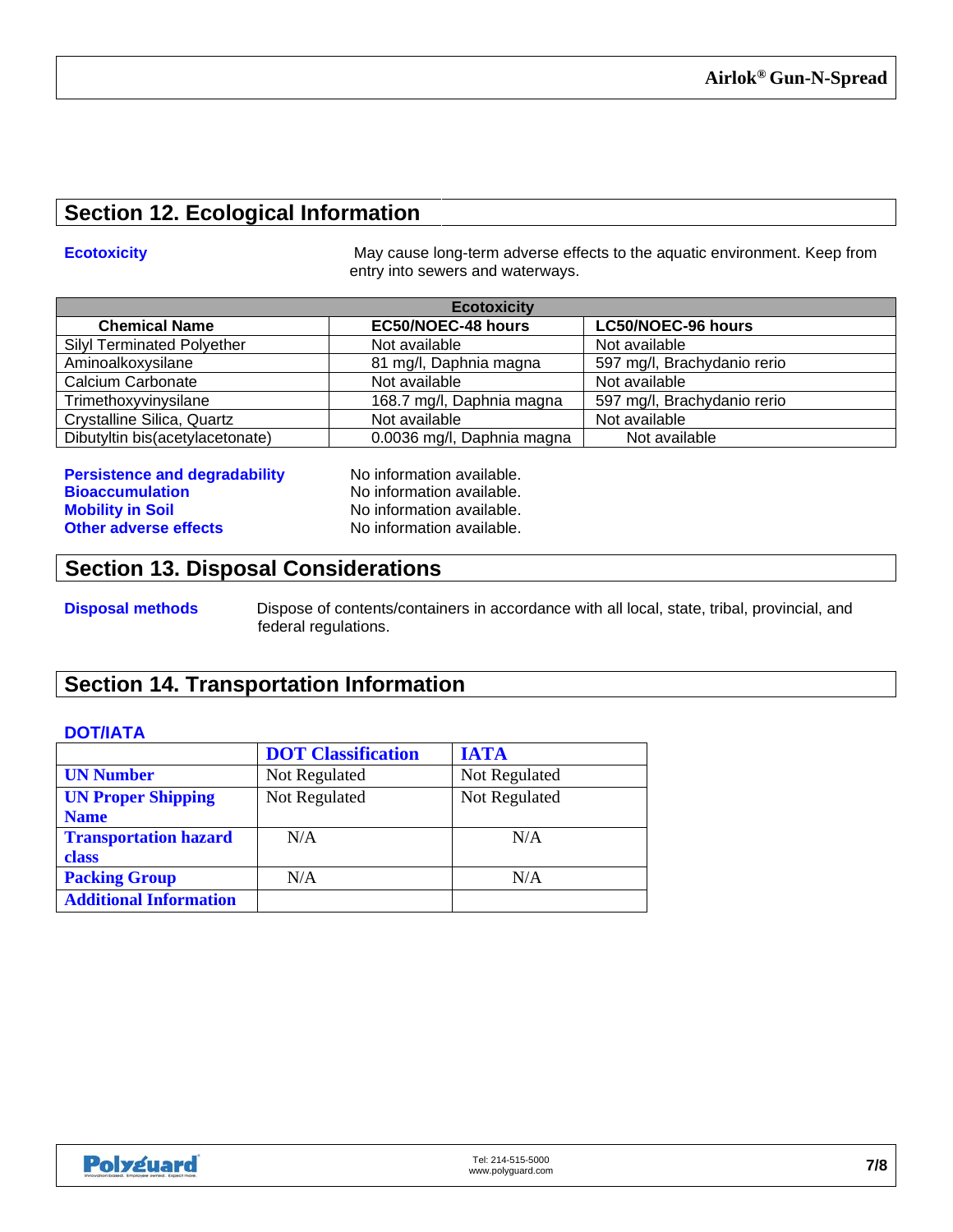## Section 12. Ecological Information

**Ecotoxicity** May cause long-term adverse effects to the aquatic environment. Keep from entry into sewers and waterways.

| Ecotoxicity | | |
|---|---|---|
| **Chemical Name** | **EC50/NOEC-48 hours** | **LC50/NOEC-96 hours** |
| Silyl Terminated Polyether | Not available | Not available |
| Aminoalkoxysilane | 81 mg/l, Daphnia magna | 597 mg/l, Brachydanio rerio |
| Calcium Carbonate | Not available | Not available |
| Trimethoxyvinylsilane | 168.7 mg/l, Daphnia magna | 597 mg/l, Brachydanio rerio |
| Crystalline Silica, Quartz | Not available | Not available |
| Dibutyltin bis(acetylacetonate) | 0.0036 mg/l, Daphnia magna | Not available |

**Persistence and degradability** No information available.
**Bioaccumulation** No information available.
**Mobility in Soil** No information available.
**Other adverse effects** No information available.

## Section 13. Disposal Considerations

**Disposal methods** Dispose of contents/containers in accordance with all local, state, tribal, provincial, and federal regulations.

## Section 14. Transportation Information

**DOT/IATA**

| | DOT Classification | IATA |
|---|---|---|
| **UN Number** | Not Regulated | Not Regulated |
| **UN Proper Shipping Name** | Not Regulated | Not Regulated |
| **Transportation hazard class** | N/A | N/A |
| **Packing Group** | N/A | N/A |
| **Additional Information** | | |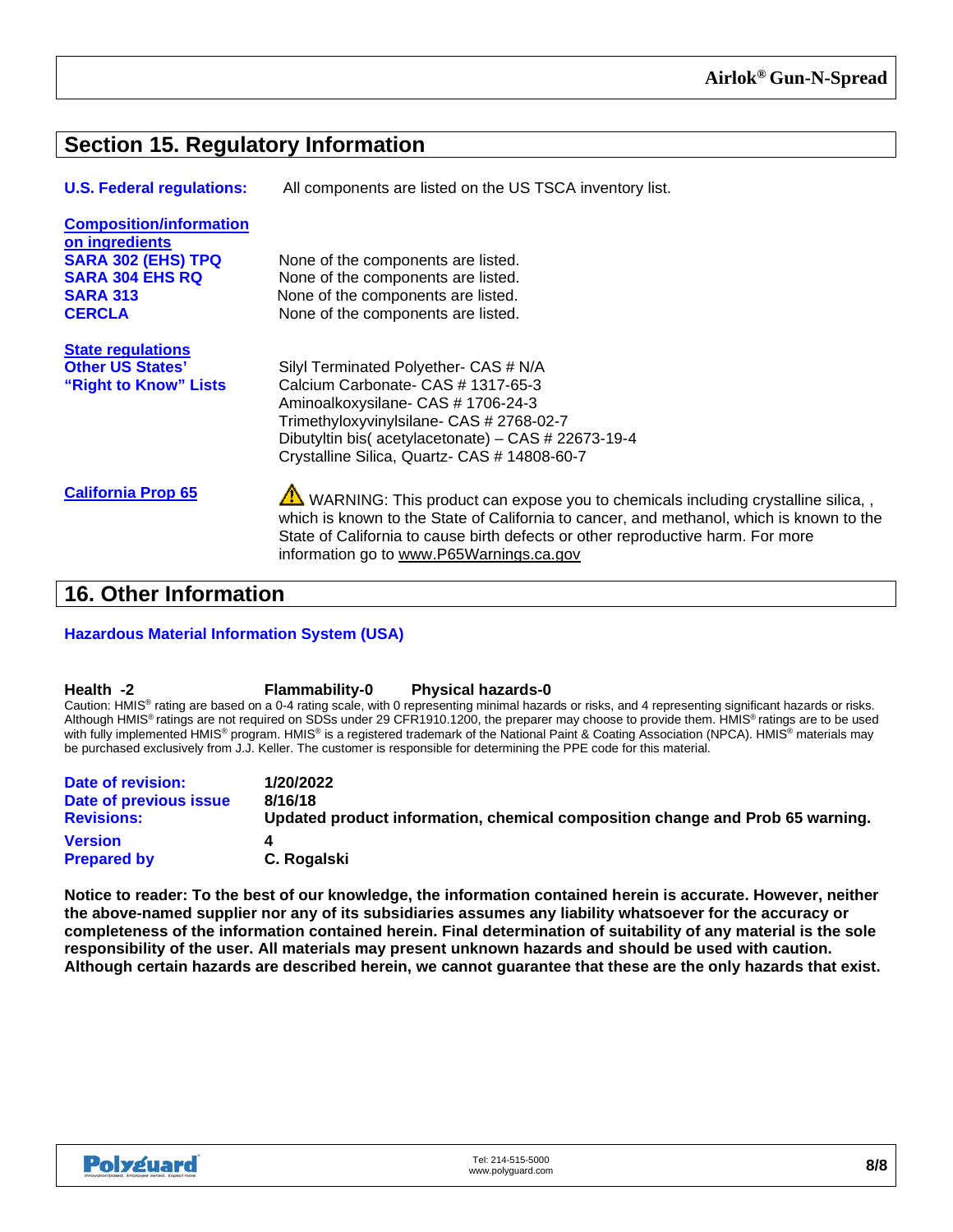## Section 15. Regulatory Information

**U.S. Federal regulations:** All components are listed on the US TSCA inventory list.

| | |
|---|---|
| **Composition/information on ingredients** | |
| **SARA 302 (EHS) TPQ** | None of the components are listed. |
| **SARA 304 EHS RQ** | None of the components are listed. |
| **SARA 313** | None of the components are listed. |
| **CERCLA** | None of the components are listed. |

| | |
|---|---|
| **State regulations** | |
| **Other US States' "Right to Know" Lists** | Silyl Terminated Polyether- CAS # N/A<br>Calcium Carbonate- CAS # 1317-65-3<br>Aminoalkoxysilane- CAS # 1706-24-3<br>Trimethyloxyvinylsilane- CAS # 2768-02-7<br>Dibutyltin bis( acetylacetonate) – CAS # 22673-19-4<br>Crystalline Silica, Quartz- CAS # 14808-60-7 |

**California Prop 65**

⚠ WARNING: This product can expose you to chemicals including crystalline silica, , which is known to the State of California to cancer, and methanol, which is known to the State of California to cause birth defects or other reproductive harm. For more information go to www.P65Warnings.ca.gov

## 16. Other Information

**Hazardous Material Information System (USA)**

**Health -2** **Flammability-0** **Physical hazards-0**

Caution: HMIS® rating are based on a 0-4 rating scale, with 0 representing minimal hazards or risks, and 4 representing significant hazards or risks. Although HMIS® ratings are not required on SDSs under 29 CFR1910.1200, the preparer may choose to provide them. HMIS® ratings are to be used with fully implemented HMIS® program. HMIS® is a registered trademark of the National Paint & Coating Association (NPCA). HMIS® materials may be purchased exclusively from J.J. Keller. The customer is responsible for determining the PPE code for this material.

| | |
|---|---|
| **Date of revision:** | **1/20/2022** |
| **Date of previous issue** | **8/16/18** |
| **Revisions:** | **Updated product information, chemical composition change and Prob 65 warning.** |
| **Version** | **4** |
| **Prepared by** | **C. Rogalski** |

**Notice to reader: To the best of our knowledge, the information contained herein is accurate. However, neither the above-named supplier nor any of its subsidiaries assumes any liability whatsoever for the accuracy or completeness of the information contained herein. Final determination of suitability of any material is the sole responsibility of the user. All materials may present unknown hazards and should be used with caution. Although certain hazards are described herein, we cannot guarantee that these are the only hazards that exist.**